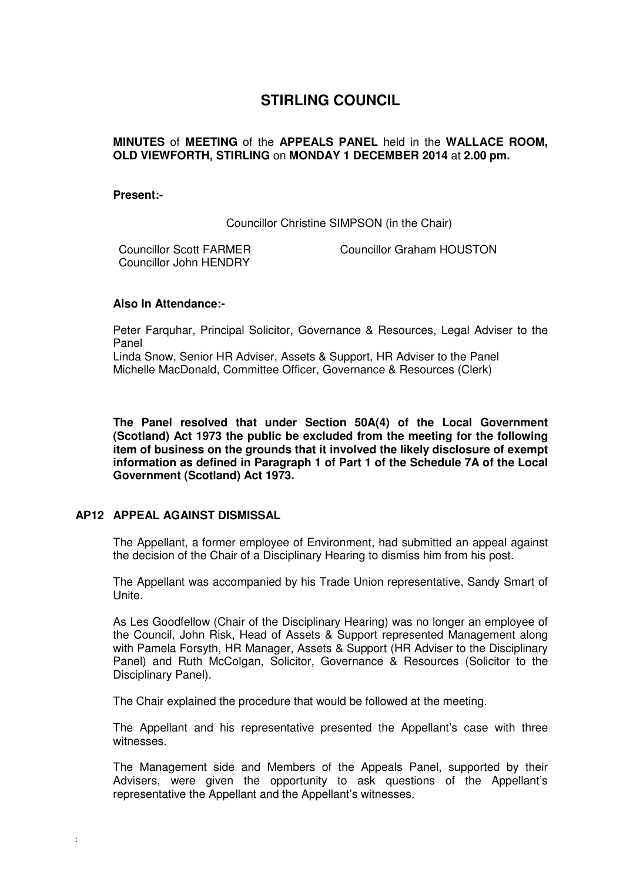# STIRLING COUNCIL

**MINUTES** of **MEETING** of the **APPEALS PANEL** held in the **WALLACE ROOM, OLD VIEWFORTH, STIRLING** on **MONDAY 1 DECEMBER 2014** at **2.00 pm.**

**Present:-**

Councillor Christine SIMPSON (in the Chair)

Councillor Scott FARMER
Councillor John HENDRY
Councillor Graham HOUSTON

**Also In Attendance:-**

Peter Farquhar, Principal Solicitor, Governance & Resources, Legal Adviser to the Panel
Linda Snow, Senior HR Adviser, Assets & Support, HR Adviser to the Panel
Michelle MacDonald, Committee Officer, Governance & Resources (Clerk)

**The Panel resolved that under Section 50A(4) of the Local Government (Scotland) Act 1973 the public be excluded from the meeting for the following item of business on the grounds that it involved the likely disclosure of exempt information as defined in Paragraph 1 of Part 1 of the Schedule 7A of the Local Government (Scotland) Act 1973.**

## AP12 APPEAL AGAINST DISMISSAL

The Appellant, a former employee of Environment, had submitted an appeal against the decision of the Chair of a Disciplinary Hearing to dismiss him from his post.

The Appellant was accompanied by his Trade Union representative, Sandy Smart of Unite.

As Les Goodfellow (Chair of the Disciplinary Hearing) was no longer an employee of the Council, John Risk, Head of Assets & Support represented Management along with Pamela Forsyth, HR Manager, Assets & Support (HR Adviser to the Disciplinary Panel) and Ruth McColgan, Solicitor, Governance & Resources (Solicitor to the Disciplinary Panel).

The Chair explained the procedure that would be followed at the meeting.

The Appellant and his representative presented the Appellant's case with three witnesses.

The Management side and Members of the Appeals Panel, supported by their Advisers, were given the opportunity to ask questions of the Appellant's representative the Appellant and the Appellant's witnesses.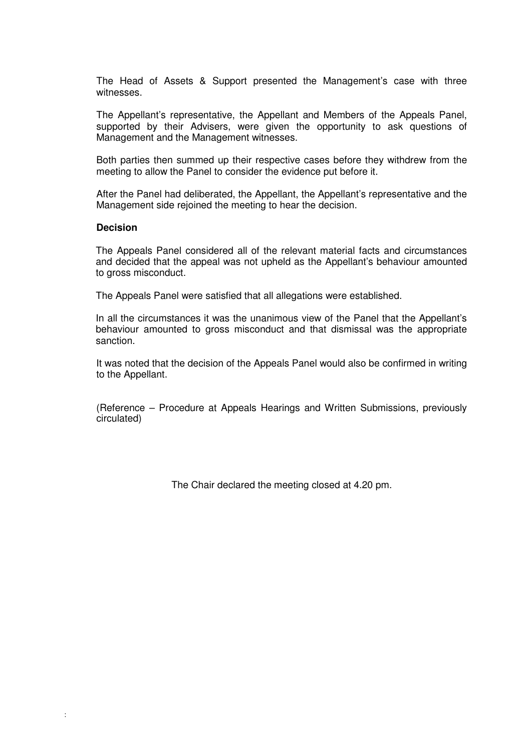The Head of Assets & Support presented the Management's case with three witnesses.

The Appellant's representative, the Appellant and Members of the Appeals Panel, supported by their Advisers, were given the opportunity to ask questions of Management and the Management witnesses.

Both parties then summed up their respective cases before they withdrew from the meeting to allow the Panel to consider the evidence put before it.

After the Panel had deliberated, the Appellant, the Appellant's representative and the Management side rejoined the meeting to hear the decision.

**Decision**

The Appeals Panel considered all of the relevant material facts and circumstances and decided that the appeal was not upheld as the Appellant's behaviour amounted to gross misconduct.

The Appeals Panel were satisfied that all allegations were established.

In all the circumstances it was the unanimous view of the Panel that the Appellant's behaviour amounted to gross misconduct and that dismissal was the appropriate sanction.

It was noted that the decision of the Appeals Panel would also be confirmed in writing to the Appellant.

(Reference – Procedure at Appeals Hearings and Written Submissions, previously circulated)

The Chair declared the meeting closed at 4.20 pm.